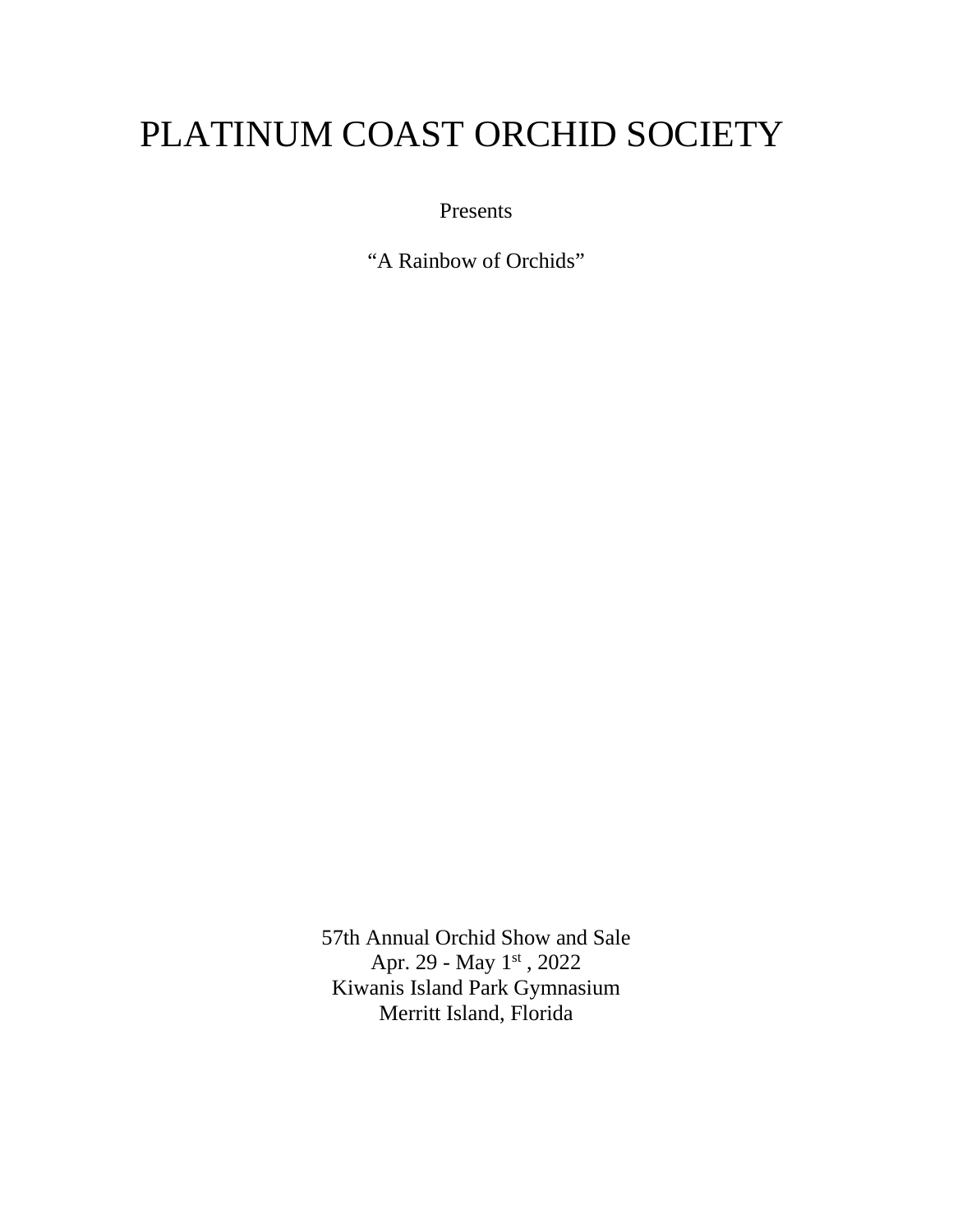# PLATINUM COAST ORCHID SOCIETY

Presents

"A Rainbow of Orchids"

57th Annual Orchid Show and Sale
Apr. 29 - May 1st , 2022
Kiwanis Island Park Gymnasium
Merritt Island, Florida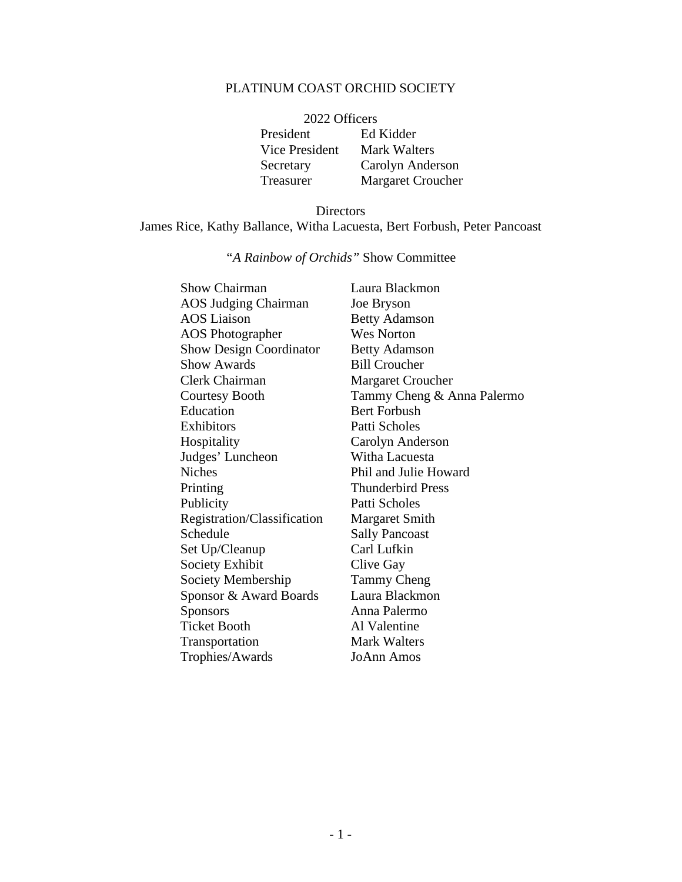# PLATINUM COAST ORCHID SOCIETY

## 2022 Officers

| | |
|---|---|
| President | Ed Kidder |
| Vice President | Mark Walters |
| Secretary | Carolyn Anderson |
| Treasurer | Margaret Croucher |

## Directors

James Rice, Kathy Ballance, Witha Lacuesta, Bert Forbush, Peter Pancoast

## *"A Rainbow of Orchids"* Show Committee

| | |
|---|---|
| Show Chairman | Laura Blackmon |
| AOS Judging Chairman | Joe Bryson |
| AOS Liaison | Betty Adamson |
| AOS Photographer | Wes Norton |
| Show Design Coordinator | Betty Adamson |
| Show Awards | Bill Croucher |
| Clerk Chairman | Margaret Croucher |
| Courtesy Booth | Tammy Cheng & Anna Palermo |
| Education | Bert Forbush |
| Exhibitors | Patti Scholes |
| Hospitality | Carolyn Anderson |
| Judges' Luncheon | Witha Lacuesta |
| Niches | Phil and Julie Howard |
| Printing | Thunderbird Press |
| Publicity | Patti Scholes |
| Registration/Classification | Margaret Smith |
| Schedule | Sally Pancoast |
| Set Up/Cleanup | Carl Lufkin |
| Society Exhibit | Clive Gay |
| Society Membership | Tammy Cheng |
| Sponsor & Award Boards | Laura Blackmon |
| Sponsors | Anna Palermo |
| Ticket Booth | Al Valentine |
| Transportation | Mark Walters |
| Trophies/Awards | JoAnn Amos |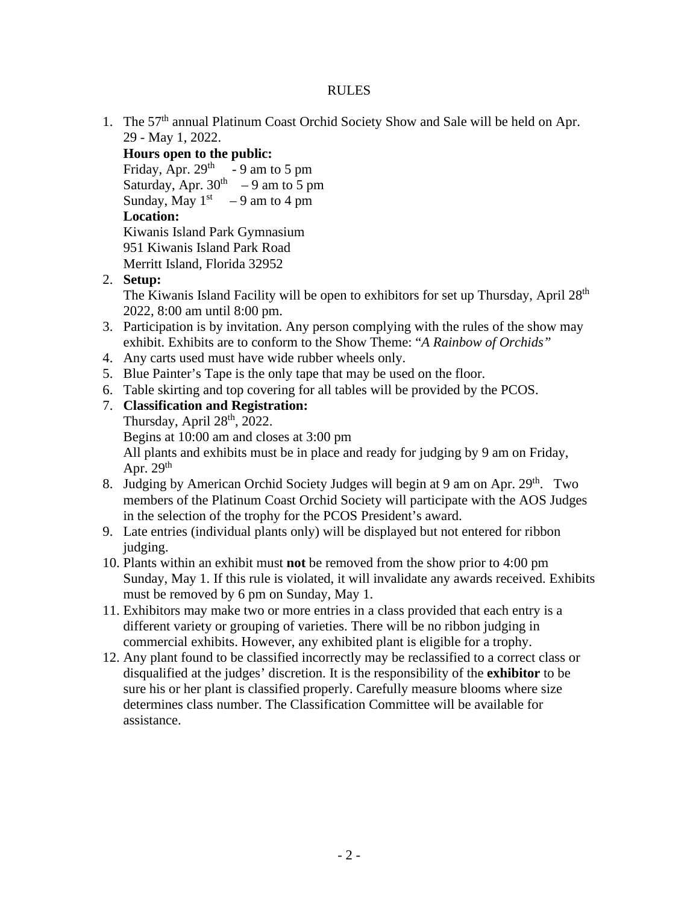# RULES

1. The 57th annual Platinum Coast Orchid Society Show and Sale will be held on Apr. 29 - May 1, 2022.

   **Hours open to the public:**

   Friday, Apr. 29th - 9 am to 5 pm
   Saturday, Apr. 30th – 9 am to 5 pm
   Sunday, May 1st – 9 am to 4 pm

   **Location:**

   Kiwanis Island Park Gymnasium
   951 Kiwanis Island Park Road
   Merritt Island, Florida 32952

2. **Setup:**

   The Kiwanis Island Facility will be open to exhibitors for set up Thursday, April 28th 2022, 8:00 am until 8:00 pm.

3. Participation is by invitation. Any person complying with the rules of the show may exhibit. Exhibits are to conform to the Show Theme: "*A Rainbow of Orchids"*
4. Any carts used must have wide rubber wheels only.
5. Blue Painter's Tape is the only tape that may be used on the floor.
6. Table skirting and top covering for all tables will be provided by the PCOS.
7. **Classification and Registration:**

   Thursday, April 28th, 2022.
   Begins at 10:00 am and closes at 3:00 pm
   All plants and exhibits must be in place and ready for judging by 9 am on Friday, Apr. 29th

8. Judging by American Orchid Society Judges will begin at 9 am on Apr. 29th. Two members of the Platinum Coast Orchid Society will participate with the AOS Judges in the selection of the trophy for the PCOS President's award.
9. Late entries (individual plants only) will be displayed but not entered for ribbon judging.
10. Plants within an exhibit must **not** be removed from the show prior to 4:00 pm Sunday, May 1. If this rule is violated, it will invalidate any awards received. Exhibits must be removed by 6 pm on Sunday, May 1.
11. Exhibitors may make two or more entries in a class provided that each entry is a different variety or grouping of varieties. There will be no ribbon judging in commercial exhibits. However, any exhibited plant is eligible for a trophy.
12. Any plant found to be classified incorrectly may be reclassified to a correct class or disqualified at the judges' discretion. It is the responsibility of the **exhibitor** to be sure his or her plant is classified properly. Carefully measure blooms where size determines class number. The Classification Committee will be available for assistance.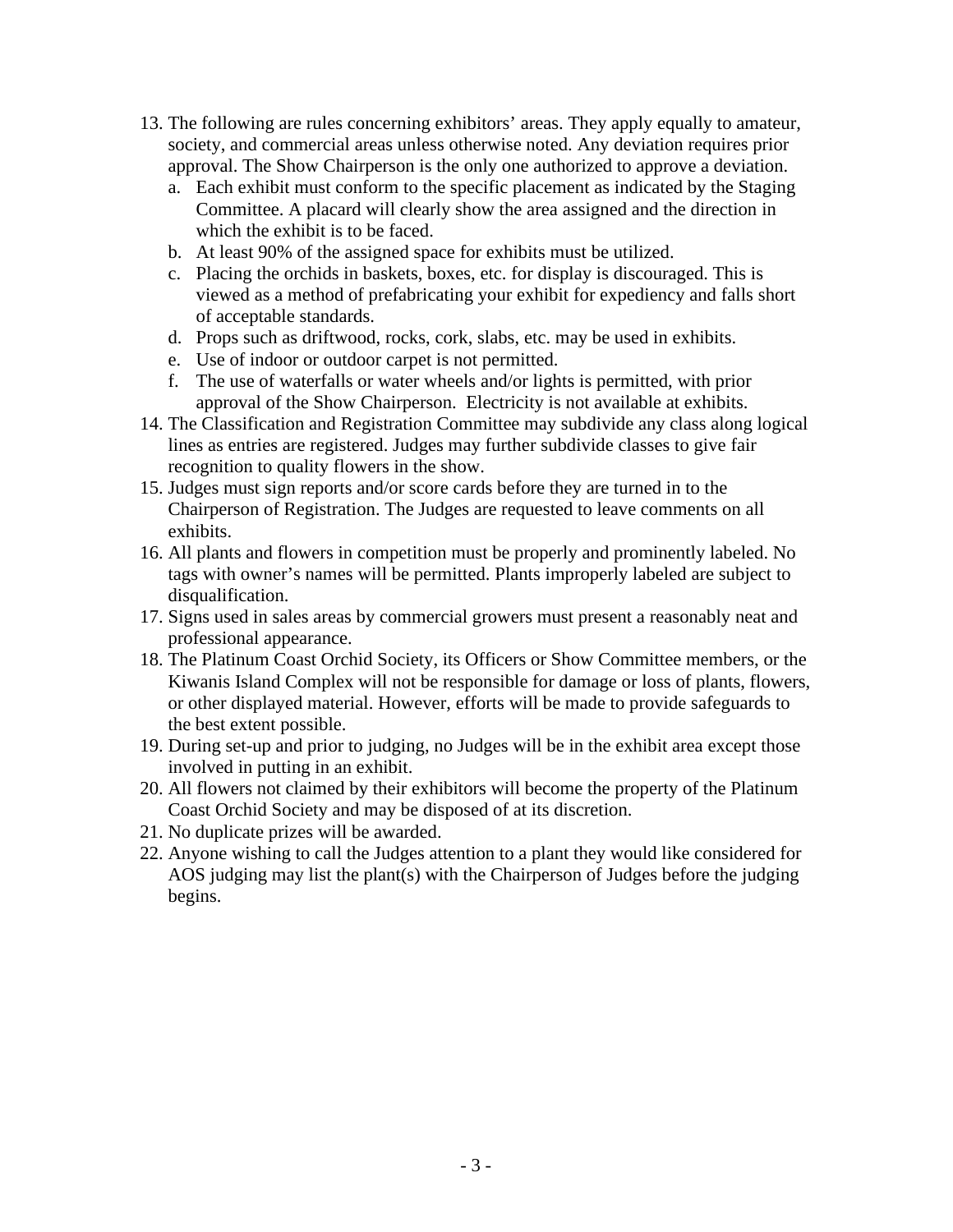13. The following are rules concerning exhibitors' areas. They apply equally to amateur, society, and commercial areas unless otherwise noted. Any deviation requires prior approval. The Show Chairperson is the only one authorized to approve a deviation.
    a. Each exhibit must conform to the specific placement as indicated by the Staging Committee. A placard will clearly show the area assigned and the direction in which the exhibit is to be faced.
    b. At least 90% of the assigned space for exhibits must be utilized.
    c. Placing the orchids in baskets, boxes, etc. for display is discouraged. This is viewed as a method of prefabricating your exhibit for expediency and falls short of acceptable standards.
    d. Props such as driftwood, rocks, cork, slabs, etc. may be used in exhibits.
    e. Use of indoor or outdoor carpet is not permitted.
    f. The use of waterfalls or water wheels and/or lights is permitted, with prior approval of the Show Chairperson. Electricity is not available at exhibits.
14. The Classification and Registration Committee may subdivide any class along logical lines as entries are registered. Judges may further subdivide classes to give fair recognition to quality flowers in the show.
15. Judges must sign reports and/or score cards before they are turned in to the Chairperson of Registration. The Judges are requested to leave comments on all exhibits.
16. All plants and flowers in competition must be properly and prominently labeled. No tags with owner's names will be permitted. Plants improperly labeled are subject to disqualification.
17. Signs used in sales areas by commercial growers must present a reasonably neat and professional appearance.
18. The Platinum Coast Orchid Society, its Officers or Show Committee members, or the Kiwanis Island Complex will not be responsible for damage or loss of plants, flowers, or other displayed material. However, efforts will be made to provide safeguards to the best extent possible.
19. During set-up and prior to judging, no Judges will be in the exhibit area except those involved in putting in an exhibit.
20. All flowers not claimed by their exhibitors will become the property of the Platinum Coast Orchid Society and may be disposed of at its discretion.
21. No duplicate prizes will be awarded.
22. Anyone wishing to call the Judges attention to a plant they would like considered for AOS judging may list the plant(s) with the Chairperson of Judges before the judging begins.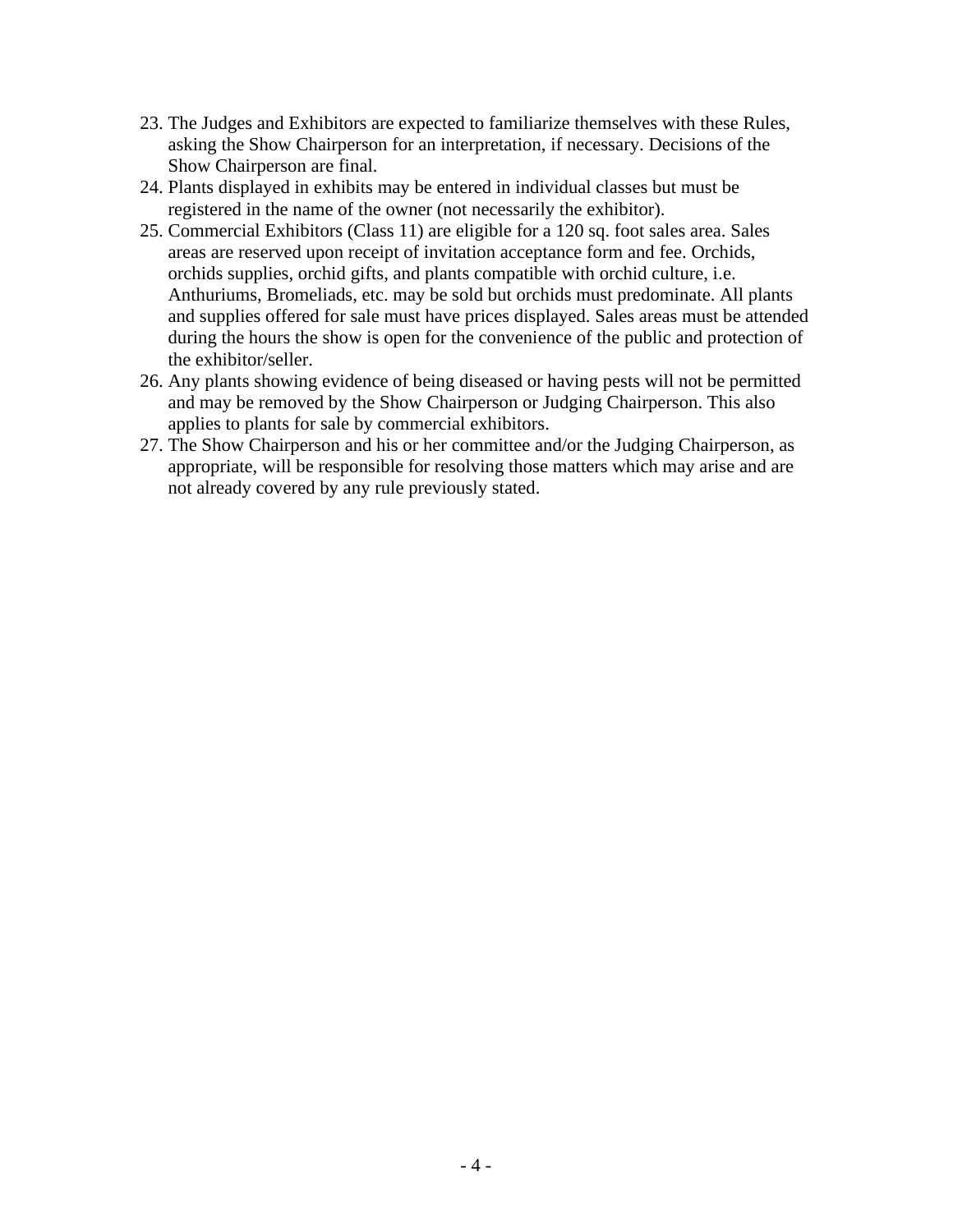23. The Judges and Exhibitors are expected to familiarize themselves with these Rules, asking the Show Chairperson for an interpretation, if necessary. Decisions of the Show Chairperson are final.
24. Plants displayed in exhibits may be entered in individual classes but must be registered in the name of the owner (not necessarily the exhibitor).
25. Commercial Exhibitors (Class 11) are eligible for a 120 sq. foot sales area. Sales areas are reserved upon receipt of invitation acceptance form and fee. Orchids, orchids supplies, orchid gifts, and plants compatible with orchid culture, i.e. Anthuriums, Bromeliads, etc. may be sold but orchids must predominate. All plants and supplies offered for sale must have prices displayed. Sales areas must be attended during the hours the show is open for the convenience of the public and protection of the exhibitor/seller.
26. Any plants showing evidence of being diseased or having pests will not be permitted and may be removed by the Show Chairperson or Judging Chairperson. This also applies to plants for sale by commercial exhibitors.
27. The Show Chairperson and his or her committee and/or the Judging Chairperson, as appropriate, will be responsible for resolving those matters which may arise and are not already covered by any rule previously stated.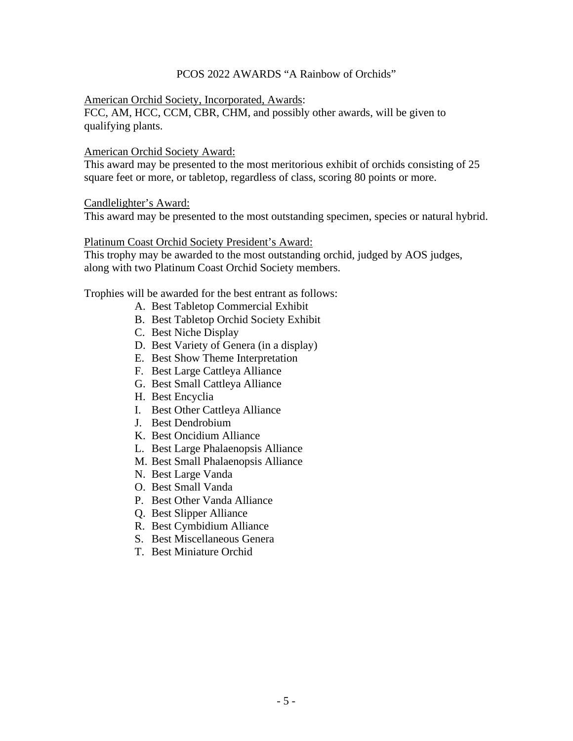# PCOS 2022 AWARDS "A Rainbow of Orchids"

American Orchid Society, Incorporated, Awards:
FCC, AM, HCC, CCM, CBR, CHM, and possibly other awards, will be given to qualifying plants.

American Orchid Society Award:
This award may be presented to the most meritorious exhibit of orchids consisting of 25 square feet or more, or tabletop, regardless of class, scoring 80 points or more.

Candlelighter's Award:
This award may be presented to the most outstanding specimen, species or natural hybrid.

Platinum Coast Orchid Society President's Award:
This trophy may be awarded to the most outstanding orchid, judged by AOS judges, along with two Platinum Coast Orchid Society members.

Trophies will be awarded for the best entrant as follows:

A. Best Tabletop Commercial Exhibit
B. Best Tabletop Orchid Society Exhibit
C. Best Niche Display
D. Best Variety of Genera (in a display)
E. Best Show Theme Interpretation
F. Best Large Cattleya Alliance
G. Best Small Cattleya Alliance
H. Best Encyclia
I. Best Other Cattleya Alliance
J. Best Dendrobium
K. Best Oncidium Alliance
L. Best Large Phalaenopsis Alliance
M. Best Small Phalaenopsis Alliance
N. Best Large Vanda
O. Best Small Vanda
P. Best Other Vanda Alliance
Q. Best Slipper Alliance
R. Best Cymbidium Alliance
S. Best Miscellaneous Genera
T. Best Miniature Orchid